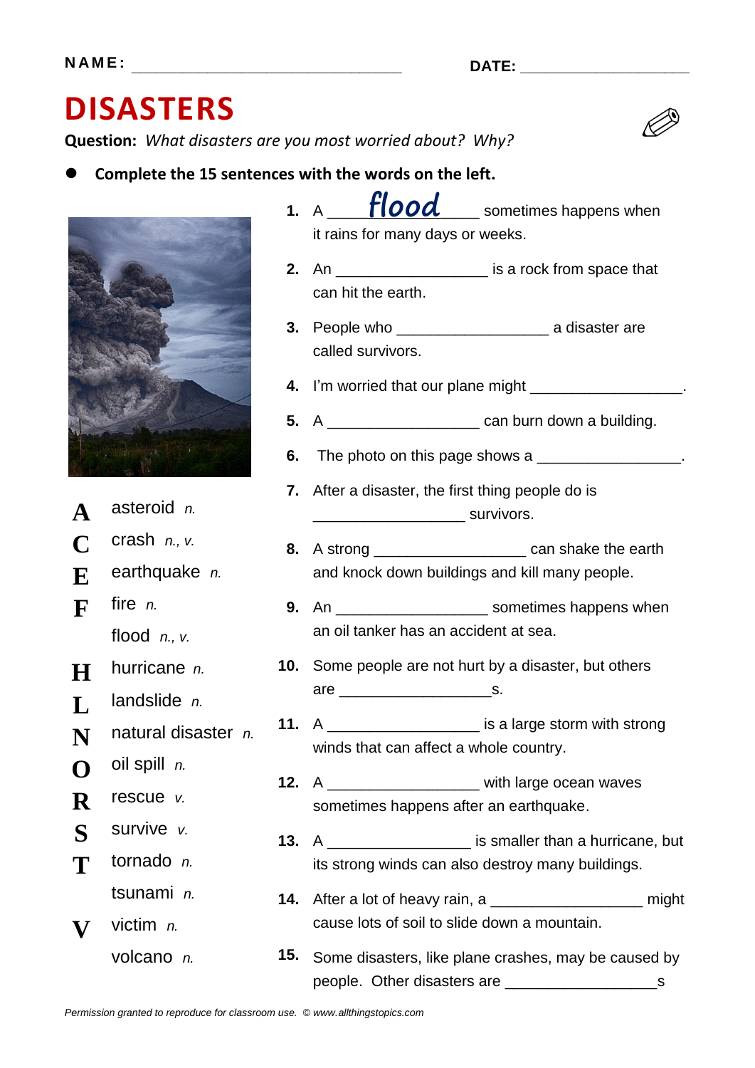NAME: ______________________________ DATE: ____________________

# DISASTERS

**Question:** *What disasters are you most worried about? Why?*

- **Complete the 15 sentences with the words on the left.**

| | |
|---|---|
| **A** | asteroid *n.* |
| **C** | crash *n., v.* |
| **E** | earthquake *n.* |
| **F** | fire *n.* |
| | flood *n., v.* |
| **H** | hurricane *n.* |
| **L** | landslide *n.* |
| **N** | natural disaster *n.* |
| **O** | oil spill *n.* |
| **R** | rescue *v.* |
| **S** | survive *v.* |
| **T** | tornado *n.* |
| | tsunami *n.* |
| **V** | victim *n.* |
| | volcano *n.* |

1. A ____flood____ sometimes happens when it rains for many days or weeks.
2. An _________________ is a rock from space that can hit the earth.
3. People who _________________ a disaster are called survivors.
4. I'm worried that our plane might _________________.
5. A _________________ can burn down a building.
6. The photo on this page shows a _________________.
7. After a disaster, the first thing people do is _________________ survivors.
8. A strong _________________ can shake the earth and knock down buildings and kill many people.
9. An _________________ sometimes happens when an oil tanker has an accident at sea.
10. Some people are not hurt by a disaster, but others are _________________s.
11. A _________________ is a large storm with strong winds that can affect a whole country.
12. A _________________ with large ocean waves sometimes happens after an earthquake.
13. A _________________ is smaller than a hurricane, but its strong winds can also destroy many buildings.
14. After a lot of heavy rain, a _________________ might cause lots of soil to slide down a mountain.
15. Some disasters, like plane crashes, may be caused by people. Other disasters are _________________s

*Permission granted to reproduce for classroom use. © www.allthingstopics.com*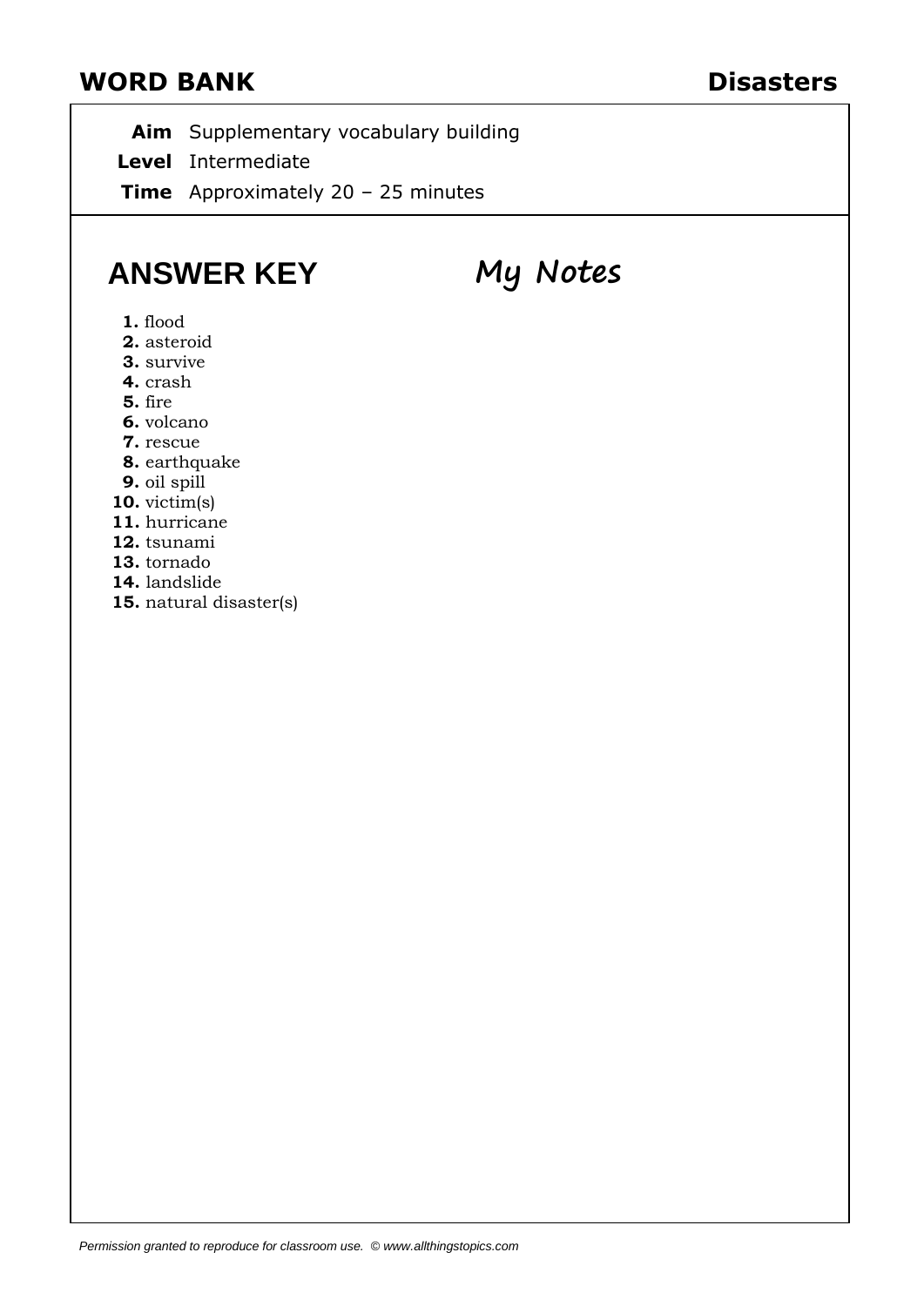## WORD BANK

## Disasters

**Aim** Supplementary vocabulary building

**Level** Intermediate

**Time** Approximately 20 – 25 minutes

# ANSWER KEY

# My Notes

1. flood
2. asteroid
3. survive
4. crash
5. fire
6. volcano
7. rescue
8. earthquake
9. oil spill
10. victim(s)
11. hurricane
12. tsunami
13. tornado
14. landslide
15. natural disaster(s)

*Permission granted to reproduce for classroom use. © www.allthingstopics.com*